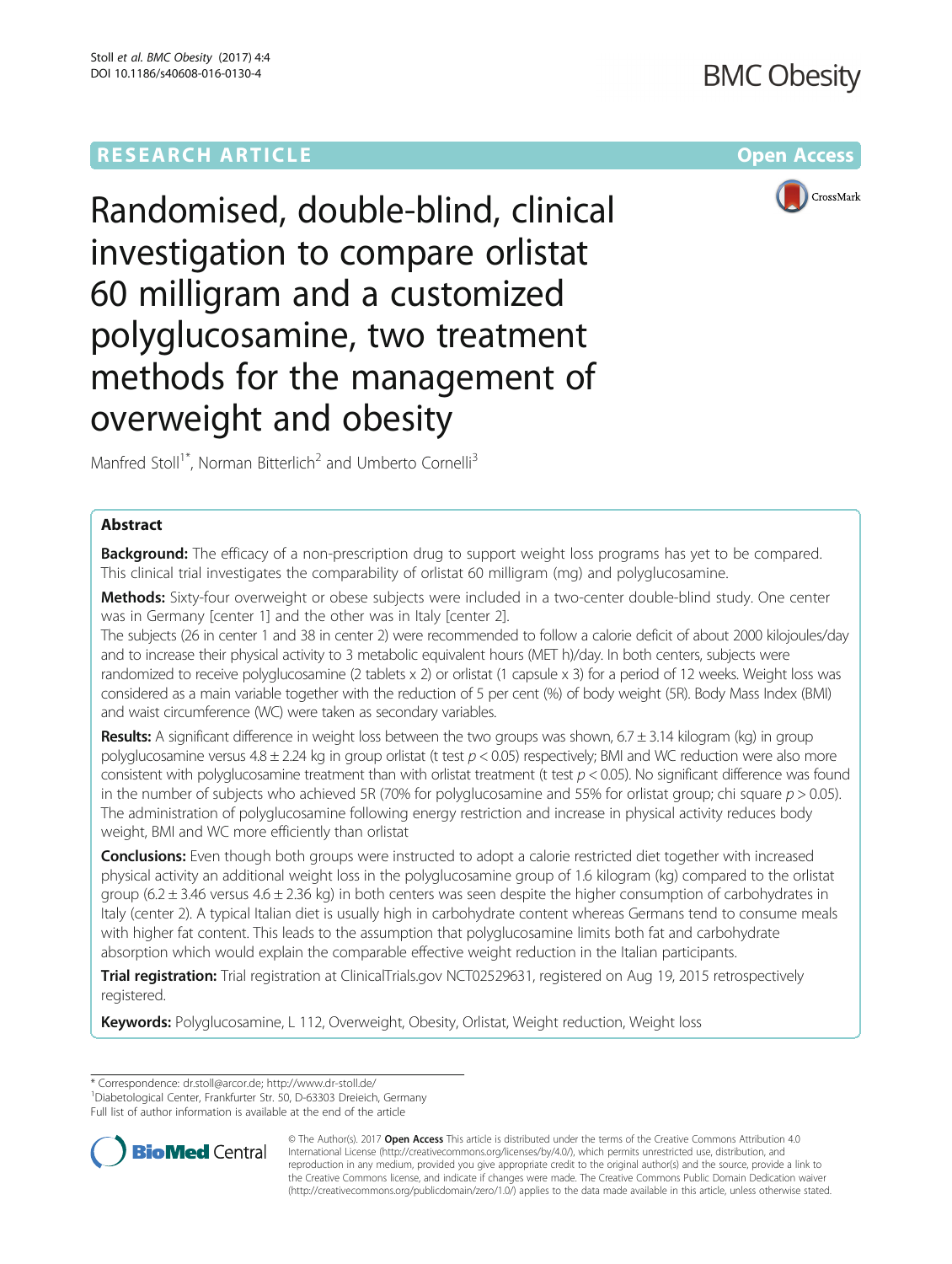RESEARCH ARTICLE

Open Access

# Randomised, double-blind, clinical investigation to compare orlistat 60 milligram and a customized polyglucosamine, two treatment methods for the management of overweight and obesity

Manfred Stoll[1*], Norman Bitterlich[2] and Umberto Cornelli[3]

## Abstract

**Background:** The efficacy of a non-prescription drug to support weight loss programs has yet to be compared. This clinical trial investigates the comparability of orlistat 60 milligram (mg) and polyglucosamine.

**Methods:** Sixty-four overweight or obese subjects were included in a two-center double-blind study. One center was in Germany [center 1] and the other was in Italy [center 2].

The subjects (26 in center 1 and 38 in center 2) were recommended to follow a calorie deficit of about 2000 kilojoules/day and to increase their physical activity to 3 metabolic equivalent hours (MET h)/day. In both centers, subjects were randomized to receive polyglucosamine (2 tablets x 2) or orlistat (1 capsule x 3) for a period of 12 weeks. Weight loss was considered as a main variable together with the reduction of 5 per cent (%) of body weight (5R). Body Mass Index (BMI) and waist circumference (WC) were taken as secondary variables.

**Results:** A significant difference in weight loss between the two groups was shown, 6.7 ± 3.14 kilogram (kg) in group polyglucosamine versus 4.8 ± 2.24 kg in group orlistat (t test $p < 0.05$) respectively; BMI and WC reduction were also more consistent with polyglucosamine treatment than with orlistat treatment (t test $p < 0.05$). No significant difference was found in the number of subjects who achieved 5R (70% for polyglucosamine and 55% for orlistat group; chi square $p > 0.05$). The administration of polyglucosamine following energy restriction and increase in physical activity reduces body weight, BMI and WC more efficiently than orlistat

**Conclusions:** Even though both groups were instructed to adopt a calorie restricted diet together with increased physical activity an additional weight loss in the polyglucosamine group of 1.6 kilogram (kg) compared to the orlistat group (6.2 ± 3.46 versus 4.6 ± 2.36 kg) in both centers was seen despite the higher consumption of carbohydrates in Italy (center 2). A typical Italian diet is usually high in carbohydrate content whereas Germans tend to consume meals with higher fat content. This leads to the assumption that polyglucosamine limits both fat and carbohydrate absorption which would explain the comparable effective weight reduction in the Italian participants.

**Trial registration:** Trial registration at ClinicalTrials.gov NCT02529631, registered on Aug 19, 2015 retrospectively registered.

**Keywords:** Polyglucosamine, L 112, Overweight, Obesity, Orlistat, Weight reduction, Weight loss

---

* Correspondence: dr.stoll@arcor.de; http://www.dr-stoll.de/
[1]Diabetological Center, Frankfurter Str. 50, D-63303 Dreieich, Germany
Full list of author information is available at the end of the article

© The Author(s). 2017 **Open Access** This article is distributed under the terms of the Creative Commons Attribution 4.0 International License (http://creativecommons.org/licenses/by/4.0/), which permits unrestricted use, distribution, and reproduction in any medium, provided you give appropriate credit to the original author(s) and the source, provide a link to the Creative Commons license, and indicate if changes were made. The Creative Commons Public Domain Dedication waiver (http://creativecommons.org/publicdomain/zero/1.0/) applies to the data made available in this article, unless otherwise stated.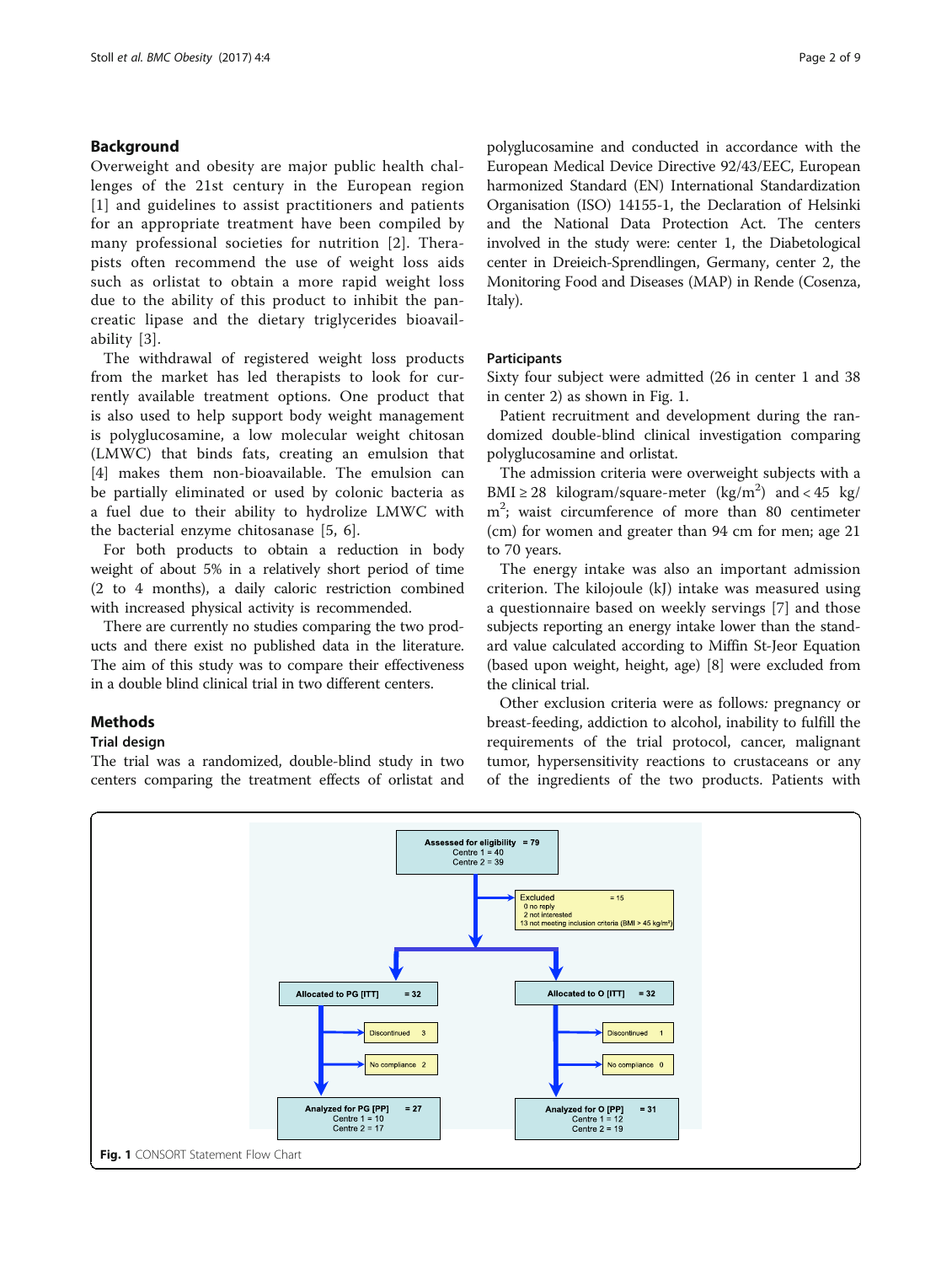## Background

Overweight and obesity are major public health challenges of the 21st century in the European region [1] and guidelines to assist practitioners and patients for an appropriate treatment have been compiled by many professional societies for nutrition [2]. Therapists often recommend the use of weight loss aids such as orlistat to obtain a more rapid weight loss due to the ability of this product to inhibit the pancreatic lipase and the dietary triglycerides bioavailability [3].

The withdrawal of registered weight loss products from the market has led therapists to look for currently available treatment options. One product that is also used to help support body weight management is polyglucosamine, a low molecular weight chitosan (LMWC) that binds fats, creating an emulsion that [4] makes them non-bioavailable. The emulsion can be partially eliminated or used by colonic bacteria as a fuel due to their ability to hydrolize LMWC with the bacterial enzyme chitosanase [5, 6].

For both products to obtain a reduction in body weight of about 5% in a relatively short period of time (2 to 4 months), a daily caloric restriction combined with increased physical activity is recommended.

There are currently no studies comparing the two products and there exist no published data in the literature. The aim of this study was to compare their effectiveness in a double blind clinical trial in two different centers.

## Methods

### Trial design

The trial was a randomized, double-blind study in two centers comparing the treatment effects of orlistat and polyglucosamine and conducted in accordance with the European Medical Device Directive 92/43/EEC, European harmonized Standard (EN) International Standardization Organisation (ISO) 14155-1, the Declaration of Helsinki and the National Data Protection Act. The centers involved in the study were: center 1, the Diabetological center in Dreieich-Sprendlingen, Germany, center 2, the Monitoring Food and Diseases (MAP) in Rende (Cosenza, Italy).

### Participants

Sixty four subject were admitted (26 in center 1 and 38 in center 2) as shown in Fig. 1.

Patient recruitment and development during the randomized double-blind clinical investigation comparing polyglucosamine and orlistat.

The admission criteria were overweight subjects with a BMI ≥ 28 kilogram/square-meter (kg/$m^2$) and < 45 kg/$m^2$; waist circumference of more than 80 centimeter (cm) for women and greater than 94 cm for men; age 21 to 70 years.

The energy intake was also an important admission criterion. The kilojoule (kJ) intake was measured using a questionnaire based on weekly servings [7] and those subjects reporting an energy intake lower than the standard value calculated according to Miffin St-Jeor Equation (based upon weight, height, age) [8] were excluded from the clinical trial.

Other exclusion criteria were as follows*:* pregnancy or breast-feeding, addiction to alcohol, inability to fulfill the requirements of the trial protocol, cancer, malignant tumor, hypersensitivity reactions to crustaceans or any of the ingredients of the two products. Patients with

Assessed for eligibility = 79
Centre 1 = 40
Centre 2 = 39

Excluded = 15
0 no reply
2 not interested
13 not meeting inclusion criteria (BMI > 45 kg/m²)

Allocated to PG [ITT] = 32
- Discontinued 3
- No compliance 2

Analyzed for PG [PP] = 27
Centre 1 = 10
Centre 2 = 17

Allocated to O [ITT] = 32
- Discontinued 1
- No compliance 0

Analyzed for O [PP] = 31
Centre 1 = 12
Centre 2 = 19

**Fig. 1** CONSORT Statement Flow Chart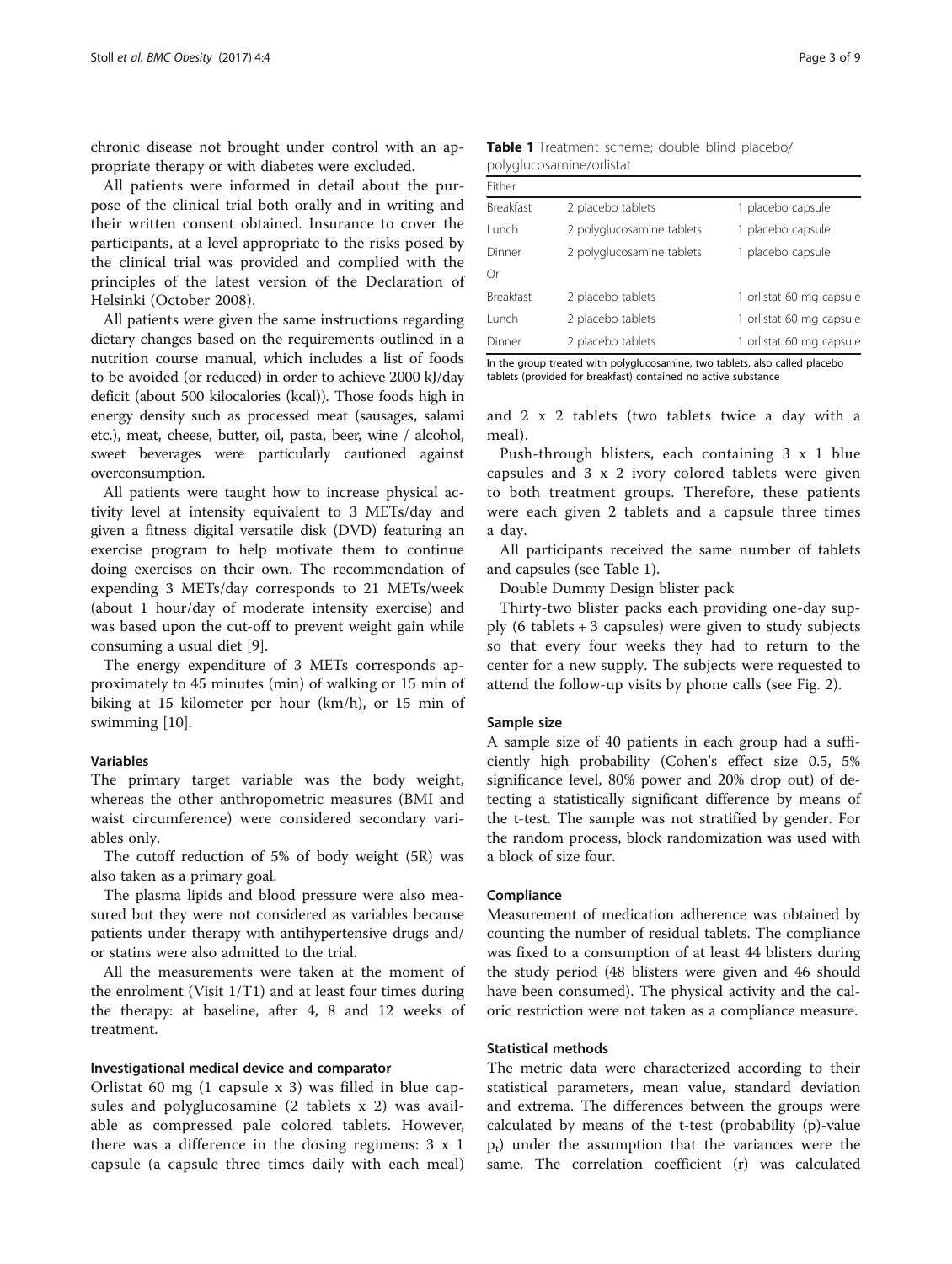chronic disease not brought under control with an appropriate therapy or with diabetes were excluded.

All patients were informed in detail about the purpose of the clinical trial both orally and in writing and their written consent obtained. Insurance to cover the participants, at a level appropriate to the risks posed by the clinical trial was provided and complied with the principles of the latest version of the Declaration of Helsinki (October 2008).

All patients were given the same instructions regarding dietary changes based on the requirements outlined in a nutrition course manual, which includes a list of foods to be avoided (or reduced) in order to achieve 2000 kJ/day deficit (about 500 kilocalories (kcal)). Those foods high in energy density such as processed meat (sausages, salami etc.), meat, cheese, butter, oil, pasta, beer, wine / alcohol, sweet beverages were particularly cautioned against overconsumption.

All patients were taught how to increase physical activity level at intensity equivalent to 3 METs/day and given a fitness digital versatile disk (DVD) featuring an exercise program to help motivate them to continue doing exercises on their own. The recommendation of expending 3 METs/day corresponds to 21 METs/week (about 1 hour/day of moderate intensity exercise) and was based upon the cut-off to prevent weight gain while consuming a usual diet [9].

The energy expenditure of 3 METs corresponds approximately to 45 minutes (min) of walking or 15 min of biking at 15 kilometer per hour (km/h), or 15 min of swimming [10].

### Variables

The primary target variable was the body weight, whereas the other anthropometric measures (BMI and waist circumference) were considered secondary variables only.

The cutoff reduction of 5% of body weight (5R) was also taken as a primary goal.

The plasma lipids and blood pressure were also measured but they were not considered as variables because patients under therapy with antihypertensive drugs and/or statins were also admitted to the trial.

All the measurements were taken at the moment of the enrolment (Visit 1/T1) and at least four times during the therapy: at baseline, after 4, 8 and 12 weeks of treatment.

### Investigational medical device and comparator

Orlistat 60 mg (1 capsule x 3) was filled in blue capsules and polyglucosamine (2 tablets x 2) was available as compressed pale colored tablets. However, there was a difference in the dosing regimens: 3 x 1 capsule (a capsule three times daily with each meal) and 2 x 2 tablets (two tablets twice a day with a meal).

Push-through blisters, each containing 3 x 1 blue capsules and 3 x 2 ivory colored tablets were given to both treatment groups. Therefore, these patients were each given 2 tablets and a capsule three times a day.

All participants received the same number of tablets and capsules (see Table 1).

**Table 1** Treatment scheme; double blind placebo/polyglucosamine/orlistat

| Either | | |
|---|---|---|
| Breakfast | 2 placebo tablets | 1 placebo capsule |
| Lunch | 2 polyglucosamine tablets | 1 placebo capsule |
| Dinner | 2 polyglucosamine tablets | 1 placebo capsule |
| Or | | |
| Breakfast | 2 placebo tablets | 1 orlistat 60 mg capsule |
| Lunch | 2 placebo tablets | 1 orlistat 60 mg capsule |
| Dinner | 2 placebo tablets | 1 orlistat 60 mg capsule |

In the group treated with polyglucosamine, two tablets, also called placebo tablets (provided for breakfast) contained no active substance

Double Dummy Design blister pack

Thirty-two blister packs each providing one-day supply (6 tablets + 3 capsules) were given to study subjects so that every four weeks they had to return to the center for a new supply. The subjects were requested to attend the follow-up visits by phone calls (see Fig. 2).

### Sample size

A sample size of 40 patients in each group had a sufficiently high probability (Cohen's effect size 0.5, 5% significance level, 80% power and 20% drop out) of detecting a statistically significant difference by means of the t-test. The sample was not stratified by gender. For the random process, block randomization was used with a block of size four.

### Compliance

Measurement of medication adherence was obtained by counting the number of residual tablets. The compliance was fixed to a consumption of at least 44 blisters during the study period (48 blisters were given and 46 should have been consumed). The physical activity and the caloric restriction were not taken as a compliance measure.

### Statistical methods

The metric data were characterized according to their statistical parameters, mean value, standard deviation and extrema. The differences between the groups were calculated by means of the t-test (probability (p)-value $p_t$) under the assumption that the variances were the same. The correlation coefficient (r) was calculated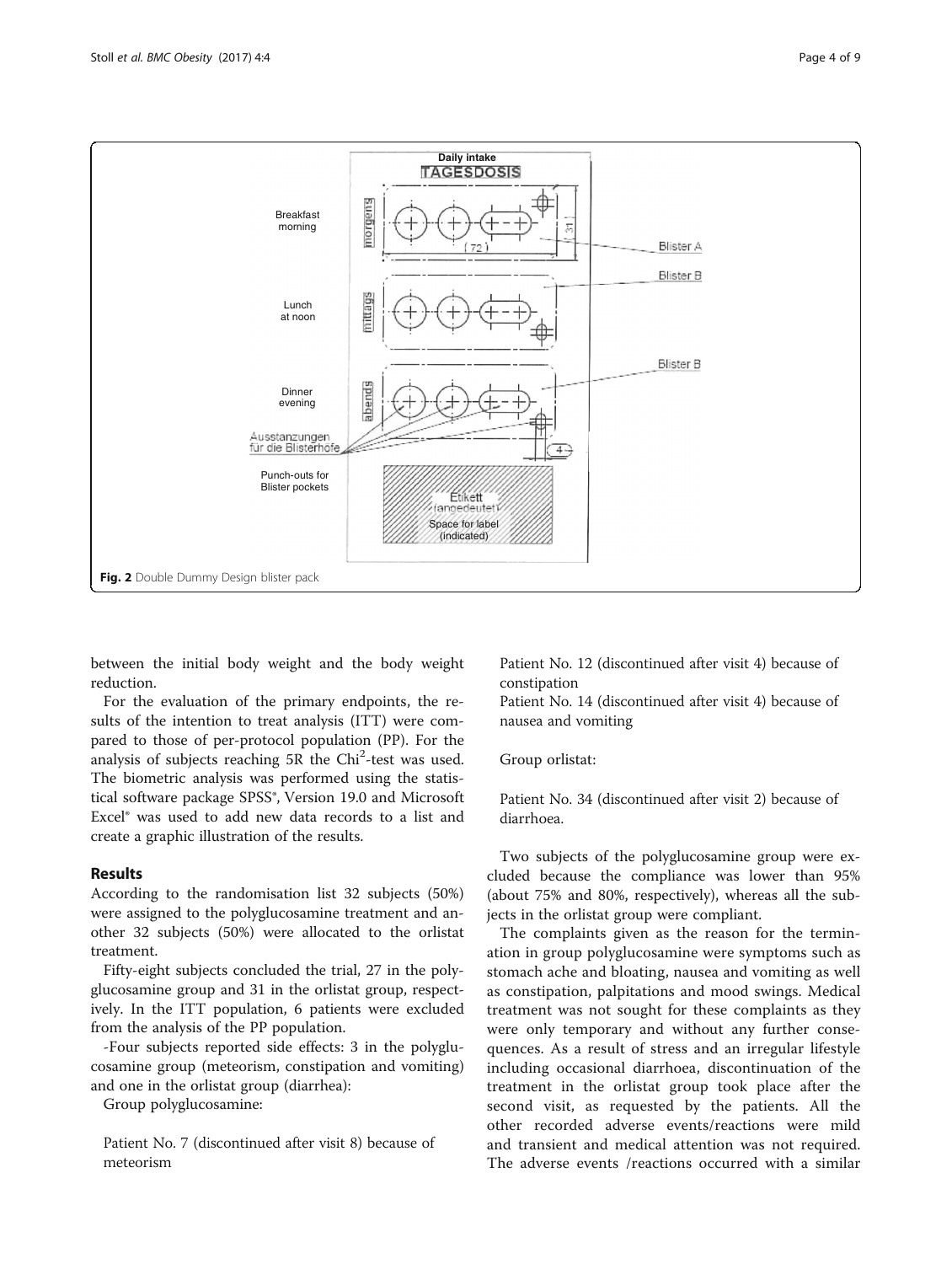Fig. 2 Double Dummy Design blister pack

between the initial body weight and the body weight reduction.

For the evaluation of the primary endpoints, the results of the intention to treat analysis (ITT) were compared to those of per-protocol population (PP). For the analysis of subjects reaching 5R the $Chi^2$-test was used. The biometric analysis was performed using the statistical software package SPSS®, Version 19.0 and Microsoft Excel® was used to add new data records to a list and create a graphic illustration of the results.

## Results

According to the randomisation list 32 subjects (50%) were assigned to the polyglucosamine treatment and another 32 subjects (50%) were allocated to the orlistat treatment.

Fifty-eight subjects concluded the trial, 27 in the polyglucosamine group and 31 in the orlistat group, respectively. In the ITT population, 6 patients were excluded from the analysis of the PP population.

-Four subjects reported side effects: 3 in the polyglucosamine group (meteorism, constipation and vomiting) and one in the orlistat group (diarrhea):

Group polyglucosamine:

Patient No. 7 (discontinued after visit 8) because of meteorism

Patient No. 12 (discontinued after visit 4) because of constipation

Patient No. 14 (discontinued after visit 4) because of nausea and vomiting

Group orlistat:

Patient No. 34 (discontinued after visit 2) because of diarrhoea.

Two subjects of the polyglucosamine group were excluded because the compliance was lower than 95% (about 75% and 80%, respectively), whereas all the subjects in the orlistat group were compliant.

The complaints given as the reason for the termination in group polyglucosamine were symptoms such as stomach ache and bloating, nausea and vomiting as well as constipation, palpitations and mood swings. Medical treatment was not sought for these complaints as they were only temporary and without any further consequences. As a result of stress and an irregular lifestyle including occasional diarrhoea, discontinuation of the treatment in the orlistat group took place after the second visit, as requested by the patients. All the other recorded adverse events/reactions were mild and transient and medical attention was not required. The adverse events /reactions occurred with a similar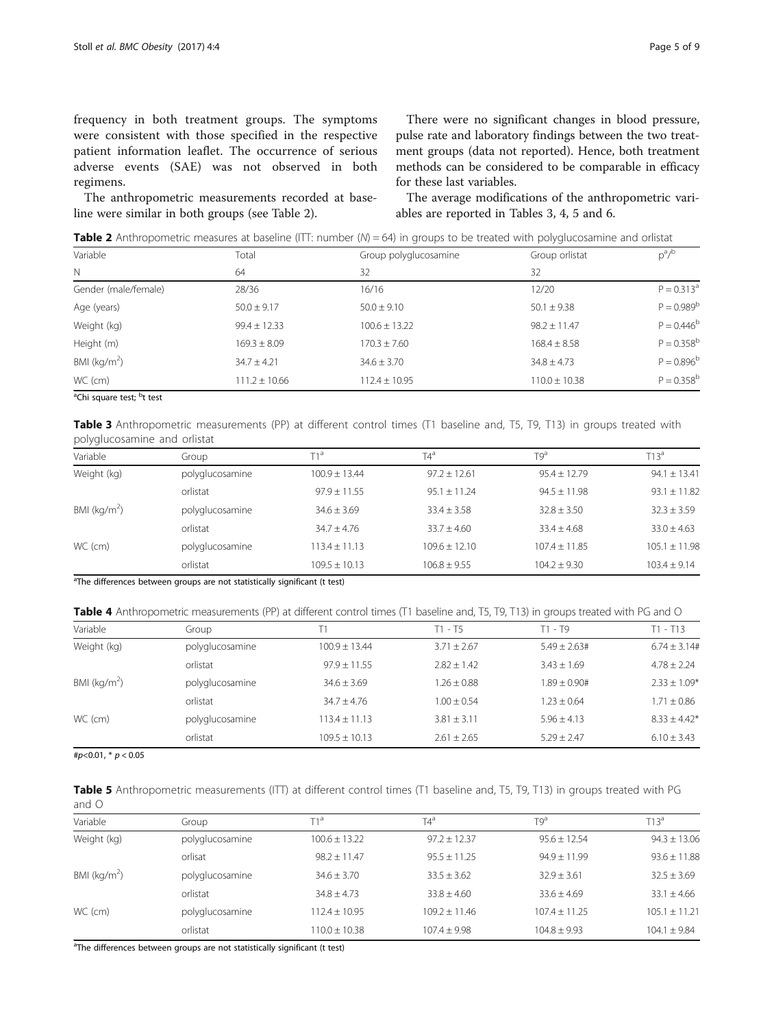frequency in both treatment groups. The symptoms were consistent with those specified in the respective patient information leaflet. The occurrence of serious adverse events (SAE) was not observed in both regimens.

The anthropometric measurements recorded at baseline were similar in both groups (see Table 2).

There were no significant changes in blood pressure, pulse rate and laboratory findings between the two treatment groups (data not reported). Hence, both treatment methods can be considered to be comparable in efficacy for these last variables.

The average modifications of the anthropometric variables are reported in Tables 3, 4, 5 and 6.

**Table 2** Anthropometric measures at baseline (ITT: number ($N$) = 64) in groups to be treated with polyglucosamine and orlistat

| Variable | Total | Group polyglucosamine | Group orlistat | p[a]/[b] |
|---|---|---|---|---|
| N | 64 | 32 | 32 | |
| Gender (male/female) | 28/36 | 16/16 | 12/20 | P = 0.313[a] |
| Age (years) | 50.0 ± 9.17 | 50.0 ± 9.10 | 50.1 ± 9.38 | P = 0.989[b] |
| Weight (kg) | 99.4 ± 12.33 | 100.6 ± 13.22 | 98.2 ± 11.47 | P = 0.446[b] |
| Height (m) | 169.3 ± 8.09 | 170.3 ± 7.60 | 168.4 ± 8.58 | P = 0.358[b] |
| BMI (kg/m$^2$) | 34.7 ± 4.21 | 34.6 ± 3.70 | 34.8 ± 4.73 | P = 0.896[b] |
| WC (cm) | 111.2 ± 10.66 | 112.4 ± 10.95 | 110.0 ± 10.38 | P = 0.358[b] |

[a]Chi square test; [b]t test

**Table 3** Anthropometric measurements (PP) at different control times (T1 baseline and, T5, T9, T13) in groups treated with polyglucosamine and orlistat

| Variable | Group | T1[a] | T4[a] | T9[a] | T13[a] |
|---|---|---|---|---|---|
| Weight (kg) | polyglucosamine | 100.9 ± 13.44 | 97.2 ± 12.61 | 95.4 ± 12.79 | 94.1 ± 13.41 |
| | orlistat | 97.9 ± 11.55 | 95.1 ± 11.24 | 94.5 ± 11.98 | 93.1 ± 11.82 |
| BMI (kg/m$^2$) | polyglucosamine | 34.6 ± 3.69 | 33.4 ± 3.58 | 32.8 ± 3.50 | 32.3 ± 3.59 |
| | orlistat | 34.7 ± 4.76 | 33.7 ± 4.60 | 33.4 ± 4.68 | 33.0 ± 4.63 |
| WC (cm) | polyglucosamine | 113.4 ± 11.13 | 109.6 ± 12.10 | 107.4 ± 11.85 | 105.1 ± 11.98 |
| | orlistat | 109.5 ± 10.13 | 106.8 ± 9.55 | 104.2 ± 9.30 | 103.4 ± 9.14 |

[a]The differences between groups are not statistically significant (t test)

**Table 4** Anthropometric measurements (PP) at different control times (T1 baseline and, T5, T9, T13) in groups treated with PG and O

| Variable | Group | T1 | T1 - T5 | T1 - T9 | T1 - T13 |
|---|---|---|---|---|---|
| Weight (kg) | polyglucosamine | 100.9 ± 13.44 | 3.71 ± 2.67 | 5.49 ± 2.63# | 6.74 ± 3.14# |
| | orlistat | 97.9 ± 11.55 | 2.82 ± 1.42 | 3.43 ± 1.69 | 4.78 ± 2.24 |
| BMI (kg/m$^2$) | polyglucosamine | 34.6 ± 3.69 | 1.26 ± 0.88 | 1.89 ± 0.90# | 2.33 ± 1.09* |
| | orlistat | 34.7 ± 4.76 | 1.00 ± 0.54 | 1.23 ± 0.64 | 1.71 ± 0.86 |
| WC (cm) | polyglucosamine | 113.4 ± 11.13 | 3.81 ± 3.11 | 5.96 ± 4.13 | 8.33 ± 4.42* |
| | orlistat | 109.5 ± 10.13 | 2.61 ± 2.65 | 5.29 ± 2.47 | 6.10 ± 3.43 |

#$p<0.01$, * $p < 0.05$

**Table 5** Anthropometric measurements (ITT) at different control times (T1 baseline and, T5, T9, T13) in groups treated with PG and O

| Variable | Group | T1[a] | T4[a] | T9[a] | T13[a] |
|---|---|---|---|---|---|
| Weight (kg) | polyglucosamine | 100.6 ± 13.22 | 97.2 ± 12.37 | 95.6 ± 12.54 | 94.3 ± 13.06 |
| | orlisat | 98.2 ± 11.47 | 95.5 ± 11.25 | 94.9 ± 11.99 | 93.6 ± 11.88 |
| BMI (kg/m$^2$) | polyglucosamine | 34.6 ± 3.70 | 33.5 ± 3.62 | 32.9 ± 3.61 | 32.5 ± 3.69 |
| | orlistat | 34.8 ± 4.73 | 33.8 ± 4.60 | 33.6 ± 4.69 | 33.1 ± 4.66 |
| WC (cm) | polyglucosamine | 112.4 ± 10.95 | 109.2 ± 11.46 | 107.4 ± 11.25 | 105.1 ± 11.21 |
| | orlistat | 110.0 ± 10.38 | 107.4 ± 9.98 | 104.8 ± 9.93 | 104.1 ± 9.84 |

[a]The differences between groups are not statistically significant (t test)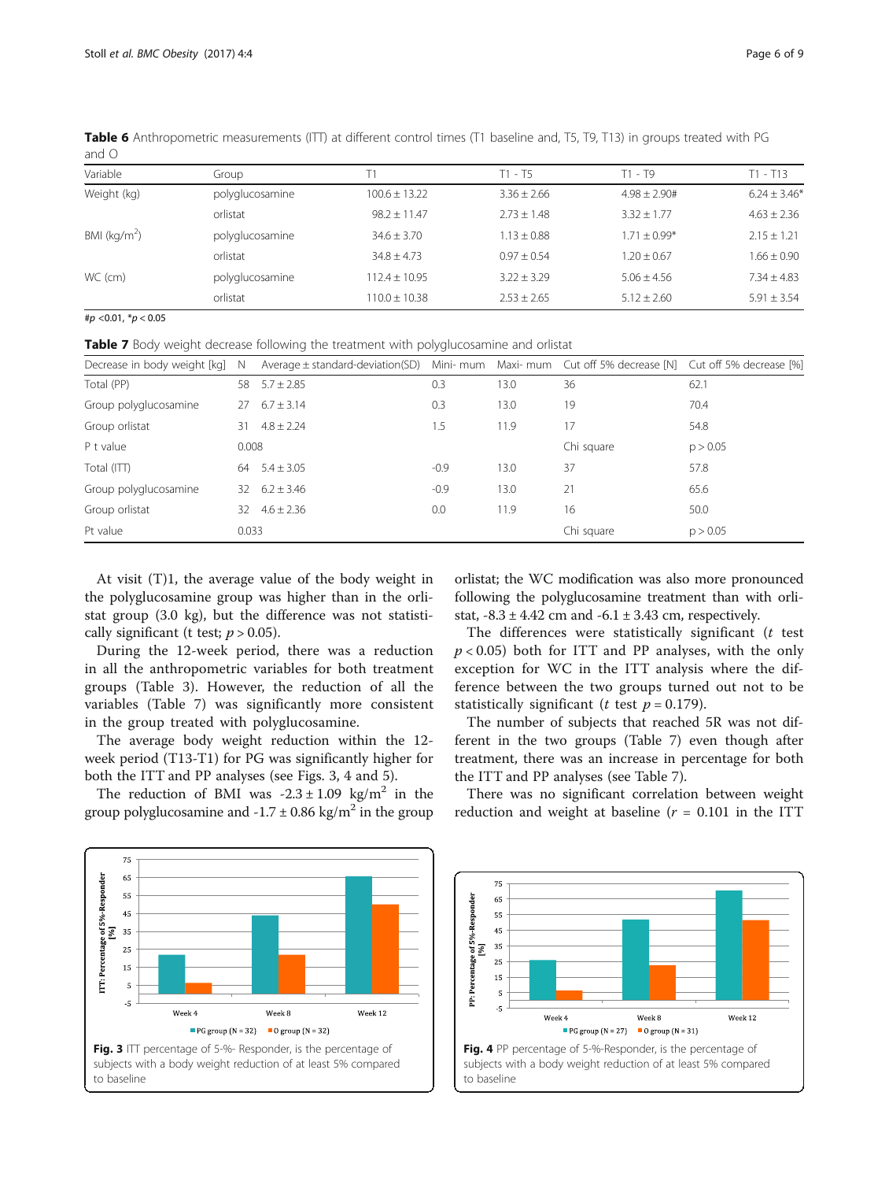**Table 6** Anthropometric measurements (ITT) at different control times (T1 baseline and, T5, T9, T13) in groups treated with PG and O

| Variable | Group | T1 | T1 - T5 | T1 - T9 | T1 - T13 |
|---|---|---|---|---|---|
| Weight (kg) | polyglucosamine | 100.6 ± 13.22 | 3.36 ± 2.66 | 4.98 ± 2.90# | 6.24 ± 3.46* |
| | orlistat | 98.2 ± 11.47 | 2.73 ± 1.48 | 3.32 ± 1.77 | 4.63 ± 2.36 |
| BMI (kg/m$^2$) | polyglucosamine | 34.6 ± 3.70 | 1.13 ± 0.88 | 1.71 ± 0.99* | 2.15 ± 1.21 |
| | orlistat | 34.8 ± 4.73 | 0.97 ± 0.54 | 1.20 ± 0.67 | 1.66 ± 0.90 |
| WC (cm) | polyglucosamine | 112.4 ± 10.95 | 3.22 ± 3.29 | 5.06 ± 4.56 | 7.34 ± 4.83 |
| | orlistat | 110.0 ± 10.38 | 2.53 ± 2.65 | 5.12 ± 2.60 | 5.91 ± 3.54 |

#$p$ <0.01, *$p$ < 0.05

**Table 7** Body weight decrease following the treatment with polyglucosamine and orlistat

| Decrease in body weight [kg] | N | Average ± standard-deviation(SD) | Mini- mum | Maxi- mum | Cut off 5% decrease [N] | Cut off 5% decrease [%] |
|---|---|---|---|---|---|---|
| Total (PP) | 58 | 5.7 ± 2.85 | 0.3 | 13.0 | 36 | 62.1 |
| Group polyglucosamine | 27 | 6.7 ± 3.14 | 0.3 | 13.0 | 19 | 70.4 |
| Group orlistat | 31 | 4.8 ± 2.24 | 1.5 | 11.9 | 17 | 54.8 |
| P t value | 0.008 | | | | Chi square | p > 0.05 |
| Total (ITT) | 64 | 5.4 ± 3.05 | -0.9 | 13.0 | 37 | 57.8 |
| Group polyglucosamine | 32 | 6.2 ± 3.46 | -0.9 | 13.0 | 21 | 65.6 |
| Group orlistat | 32 | 4.6 ± 2.36 | 0.0 | 11.9 | 16 | 50.0 |
| Pt value | 0.033 | | | | Chi square | p > 0.05 |

At visit (T)1, the average value of the body weight in the polyglucosamine group was higher than in the orlistat group (3.0 kg), but the difference was not statistically significant (t test; $p > 0.05$).

During the 12-week period, there was a reduction in all the anthropometric variables for both treatment groups (Table 3). However, the reduction of all the variables (Table 7) was significantly more consistent in the group treated with polyglucosamine.

The average body weight reduction within the 12-week period (T13-T1) for PG was significantly higher for both the ITT and PP analyses (see Figs. 3, 4 and 5).

The reduction of BMI was -2.3 ± 1.09 kg/m$^2$ in the group polyglucosamine and -1.7 ± 0.86 kg/m$^2$ in the group orlistat; the WC modification was also more pronounced following the polyglucosamine treatment than with orlistat, -8.3 ± 4.42 cm and -6.1 ± 3.43 cm, respectively.

The differences were statistically significant (*t* test $p < 0.05$) both for ITT and PP analyses, with the only exception for WC in the ITT analysis where the difference between the two groups turned out not to be statistically significant (*t* test $p = 0.179$).

The number of subjects that reached 5R was not different in the two groups (Table 7) even though after treatment, there was an increase in percentage for both the ITT and PP analyses (see Table 7).

There was no significant correlation between weight reduction and weight at baseline ($r$ = 0.101 in the ITT

**Fig. 3** ITT percentage of 5-%- Responder, is the percentage of subjects with a body weight reduction of at least 5% compared to baseline

**Fig. 4** PP percentage of 5-%-Responder, is the percentage of subjects with a body weight reduction of at least 5% compared to baseline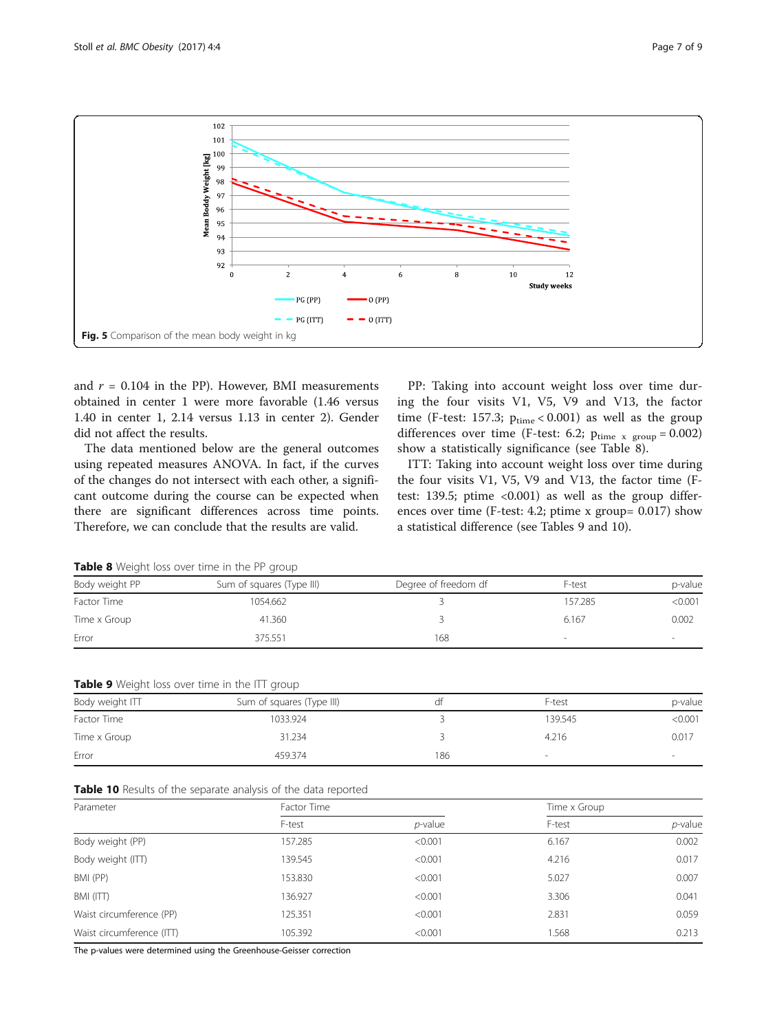Fig. 5 Comparison of the mean body weight in kg

and $r = 0.104$ in the PP). However, BMI measurements obtained in center 1 were more favorable (1.46 versus 1.40 in center 1, 2.14 versus 1.13 in center 2). Gender did not affect the results.

The data mentioned below are the general outcomes using repeated measures ANOVA. In fact, if the curves of the changes do not intersect with each other, a significant outcome during the course can be expected when there are significant differences across time points. Therefore, we can conclude that the results are valid.

PP: Taking into account weight loss over time during the four visits V1, V5, V9 and V13, the factor time (F-test: 157.3; $p_{time} < 0.001$) as well as the group differences over time (F-test: 6.2; $p_{time\ x\ group} = 0.002$) show a statistically significance (see Table 8).

ITT: Taking into account weight loss over time during the four visits V1, V5, V9 and V13, the factor time (F-test: 139.5; ptime <0.001) as well as the group differences over time (F-test: 4.2; ptime x group= 0.017) show a statistical difference (see Tables 9 and 10).

**Table 8** Weight loss over time in the PP group

| Body weight PP | Sum of squares (Type III) | Degree of freedom df | F-test | p-value |
|---|---|---|---|---|
| Factor Time | 1054.662 | 3 | 157.285 | <0.001 |
| Time x Group | 41.360 | 3 | 6.167 | 0.002 |
| Error | 375.551 | 168 | - | - |

**Table 9** Weight loss over time in the ITT group

| Body weight ITT | Sum of squares (Type III) | df | F-test | p-value |
|---|---|---|---|---|
| Factor Time | 1033.924 | 3 | 139.545 | <0.001 |
| Time x Group | 31.234 | 3 | 4.216 | 0.017 |
| Error | 459.374 | 186 | - | - |

**Table 10** Results of the separate analysis of the data reported

| Parameter | Factor Time | | Time x Group | |
|---|---|---|---|---|
| | F-test | *p*-value | F-test | *p*-value |
| Body weight (PP) | 157.285 | <0.001 | 6.167 | 0.002 |
| Body weight (ITT) | 139.545 | <0.001 | 4.216 | 0.017 |
| BMI (PP) | 153.830 | <0.001 | 5.027 | 0.007 |
| BMI (ITT) | 136.927 | <0.001 | 3.306 | 0.041 |
| Waist circumference (PP) | 125.351 | <0.001 | 2.831 | 0.059 |
| Waist circumference (ITT) | 105.392 | <0.001 | 1.568 | 0.213 |

The p-values were determined using the Greenhouse-Geisser correction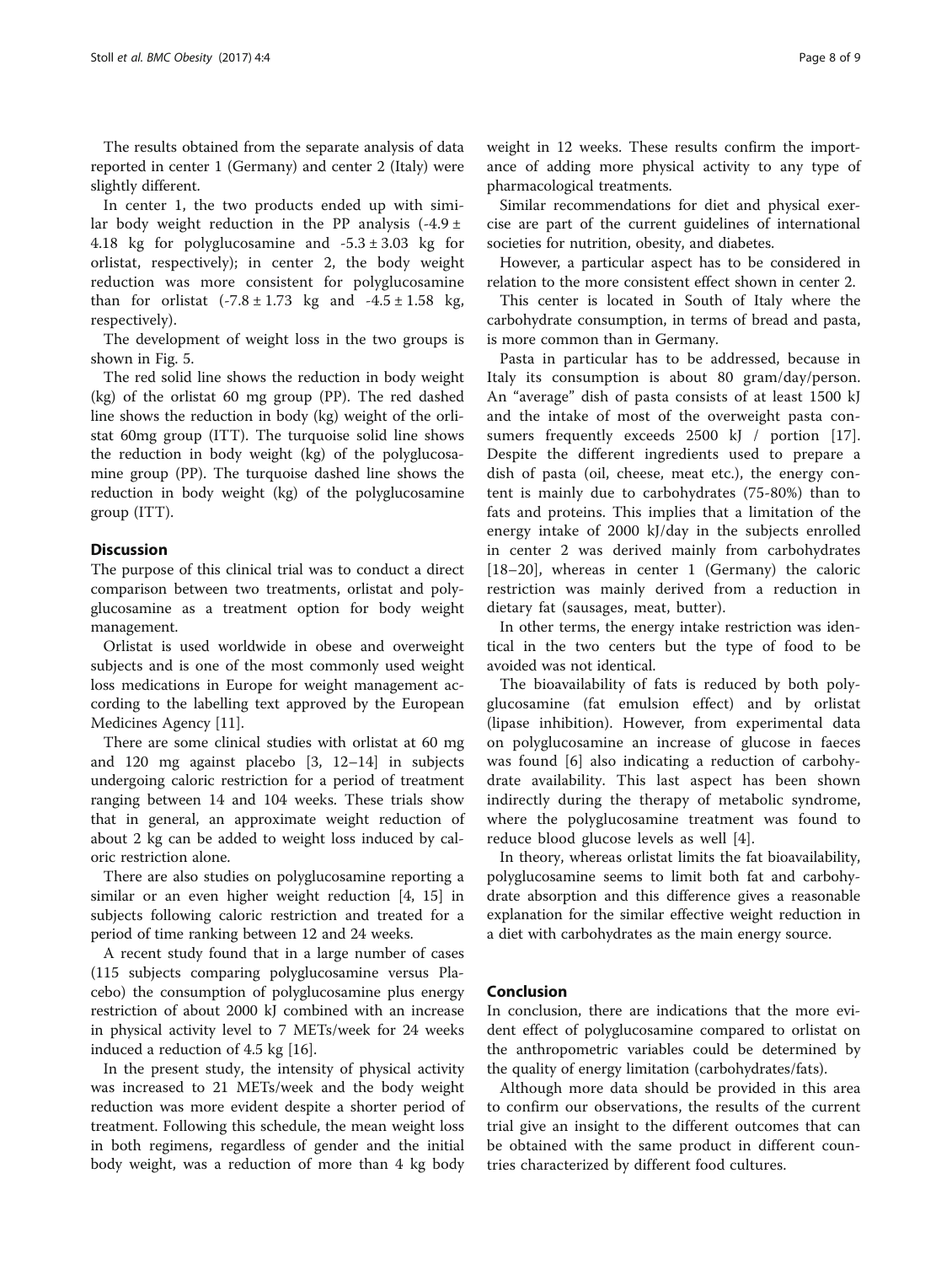The results obtained from the separate analysis of data reported in center 1 (Germany) and center 2 (Italy) were slightly different.

In center 1, the two products ended up with similar body weight reduction in the PP analysis ($-4.9 \pm 4.18$ kg for polyglucosamine and $-5.3 \pm 3.03$ kg for orlistat, respectively); in center 2, the body weight reduction was more consistent for polyglucosamine than for orlistat ($-7.8 \pm 1.73$ kg and $-4.5 \pm 1.58$ kg, respectively).

The development of weight loss in the two groups is shown in Fig. 5.

The red solid line shows the reduction in body weight (kg) of the orlistat 60 mg group (PP). The red dashed line shows the reduction in body (kg) weight of the orlistat 60mg group (ITT). The turquoise solid line shows the reduction in body weight (kg) of the polyglucosamine group (PP). The turquoise dashed line shows the reduction in body weight (kg) of the polyglucosamine group (ITT).

## Discussion

The purpose of this clinical trial was to conduct a direct comparison between two treatments, orlistat and polyglucosamine as a treatment option for body weight management.

Orlistat is used worldwide in obese and overweight subjects and is one of the most commonly used weight loss medications in Europe for weight management according to the labelling text approved by the European Medicines Agency [11].

There are some clinical studies with orlistat at 60 mg and 120 mg against placebo [3, 12–14] in subjects undergoing caloric restriction for a period of treatment ranging between 14 and 104 weeks. These trials show that in general, an approximate weight reduction of about 2 kg can be added to weight loss induced by caloric restriction alone.

There are also studies on polyglucosamine reporting a similar or an even higher weight reduction [4, 15] in subjects following caloric restriction and treated for a period of time ranking between 12 and 24 weeks.

A recent study found that in a large number of cases (115 subjects comparing polyglucosamine versus Placebo) the consumption of polyglucosamine plus energy restriction of about 2000 kJ combined with an increase in physical activity level to 7 METs/week for 24 weeks induced a reduction of 4.5 kg [16].

In the present study, the intensity of physical activity was increased to 21 METs/week and the body weight reduction was more evident despite a shorter period of treatment. Following this schedule, the mean weight loss in both regimens, regardless of gender and the initial body weight, was a reduction of more than 4 kg body weight in 12 weeks. These results confirm the importance of adding more physical activity to any type of pharmacological treatments.

Similar recommendations for diet and physical exercise are part of the current guidelines of international societies for nutrition, obesity, and diabetes.

However, a particular aspect has to be considered in relation to the more consistent effect shown in center 2.

This center is located in South of Italy where the carbohydrate consumption, in terms of bread and pasta, is more common than in Germany.

Pasta in particular has to be addressed, because in Italy its consumption is about 80 gram/day/person. An "average" dish of pasta consists of at least 1500 kJ and the intake of most of the overweight pasta consumers frequently exceeds 2500 kJ / portion [17]. Despite the different ingredients used to prepare a dish of pasta (oil, cheese, meat etc.), the energy content is mainly due to carbohydrates (75-80%) than to fats and proteins. This implies that a limitation of the energy intake of 2000 kJ/day in the subjects enrolled in center 2 was derived mainly from carbohydrates [18–20], whereas in center 1 (Germany) the caloric restriction was mainly derived from a reduction in dietary fat (sausages, meat, butter).

In other terms, the energy intake restriction was identical in the two centers but the type of food to be avoided was not identical.

The bioavailability of fats is reduced by both polyglucosamine (fat emulsion effect) and by orlistat (lipase inhibition). However, from experimental data on polyglucosamine an increase of glucose in faeces was found [6] also indicating a reduction of carbohydrate availability. This last aspect has been shown indirectly during the therapy of metabolic syndrome, where the polyglucosamine treatment was found to reduce blood glucose levels as well [4].

In theory, whereas orlistat limits the fat bioavailability, polyglucosamine seems to limit both fat and carbohydrate absorption and this difference gives a reasonable explanation for the similar effective weight reduction in a diet with carbohydrates as the main energy source.

## Conclusion

In conclusion, there are indications that the more evident effect of polyglucosamine compared to orlistat on the anthropometric variables could be determined by the quality of energy limitation (carbohydrates/fats).

Although more data should be provided in this area to confirm our observations, the results of the current trial give an insight to the different outcomes that can be obtained with the same product in different countries characterized by different food cultures.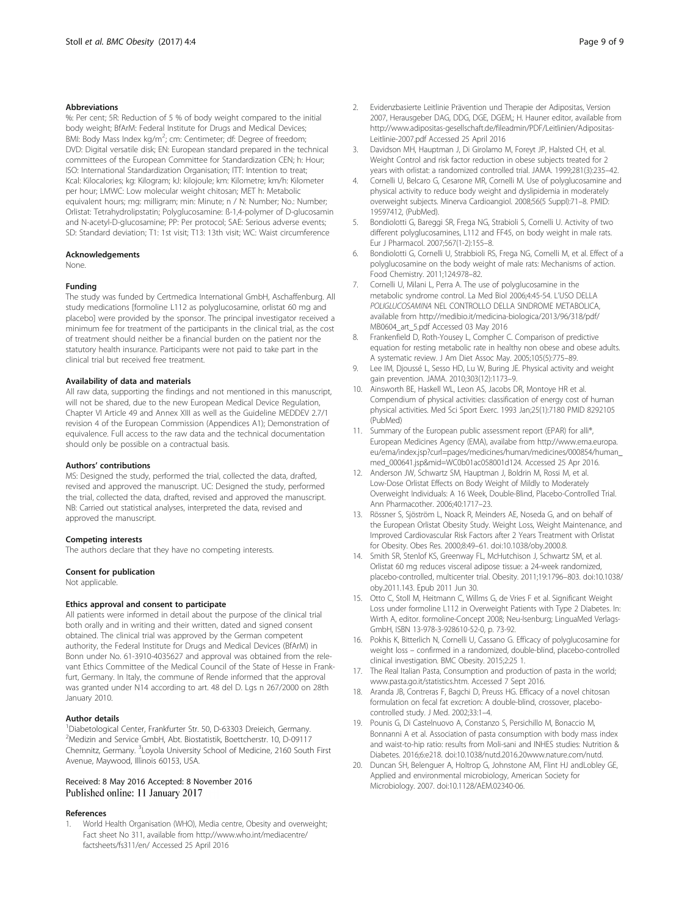#### Abbreviations

%: Per cent; 5R: Reduction of 5 % of body weight compared to the initial body weight; BfArM: Federal Institute for Drugs and Medical Devices; BMI: Body Mass Index kg/m$^2$; cm: Centimeter; df: Degree of freedom; DVD: Digital versatile disk; EN: European standard prepared in the technical committees of the European Committee for Standardization CEN; h: Hour; ISO: International Standardization Organisation; ITT: Intention to treat; Kcal: Kilocalories; kg: Kilogram; kJ: kilojoule; km: Kilometre; km/h: Kilometer per hour; LMWC: Low molecular weight chitosan; MET h: Metabolic equivalent hours; mg: milligram; min: Minute; n / N: Number; No.: Number; Orlistat: Tetrahydrolipstatin; Polyglucosamine: ß-1,4-polymer of D-glucosamin and N-acetyl-D-glucosamine; PP: Per protocol; SAE: Serious adverse events; SD: Standard deviation; T1: 1st visit; T13: 13th visit; WC: Waist circumference

#### Acknowledgements

None.

#### Funding

The study was funded by Certmedica International GmbH, Aschaffenburg. All study medications [formoline L112 as polyglucosamine, orlistat 60 mg and placebo] were provided by the sponsor. The principal investigator received a minimum fee for treatment of the participants in the clinical trial, as the cost of treatment should neither be a financial burden on the patient nor the statutory health insurance. Participants were not paid to take part in the clinical trial but received free treatment.

#### Availability of data and materials

All raw data, supporting the findings and not mentioned in this manuscript, will not be shared, due to the new European Medical Device Regulation, Chapter VI Article 49 and Annex XIII as well as the Guideline MEDDEV 2.7/1 revision 4 of the European Commission (Appendices A1); Demonstration of equivalence. Full access to the raw data and the technical documentation should only be possible on a contractual basis.

#### Authors' contributions

MS: Designed the study, performed the trial, collected the data, drafted, revised and approved the manuscript. UC: Designed the study, performed the trial, collected the data, drafted, revised and approved the manuscript. NB: Carried out statistical analyses, interpreted the data, revised and approved the manuscript.

#### Competing interests

The authors declare that they have no competing interests.

#### Consent for publication

Not applicable.

#### Ethics approval and consent to participate

All patients were informed in detail about the purpose of the clinical trial both orally and in writing and their written, dated and signed consent obtained. The clinical trial was approved by the German competent authority, the Federal Institute for Drugs and Medical Devices (BfArM) in Bonn under No. 61-3910-4035627 and approval was obtained from the relevant Ethics Committee of the Medical Council of the State of Hesse in Frankfurt, Germany. In Italy, the commune of Rende informed that the approval was granted under N14 according to art. 48 del D. Lgs n 267/2000 on 28th January 2010.

#### Author details

[1]Diabetological Center, Frankfurter Str. 50, D-63303 Dreieich, Germany. [2]Medizin and Service GmbH, Abt. Biostatistik, Boettcherstr. 10, D-09117 Chemnitz, Germany. [3]Loyola University School of Medicine, 2160 South First Avenue, Maywood, Illinois 60153, USA.

Received: 8 May 2016 Accepted: 8 November 2016
Published online: 11 January 2017

#### References

1. World Health Organisation (WHO), Media centre, Obesity and overweight; Fact sheet No 311, available from http://www.who.int/mediacentre/factsheets/fs311/en/ Accessed 25 April 2016
2. Evidenzbasierte Leitlinie Prävention und Therapie der Adipositas, Version 2007, Herausgeber DAG, DDG, DGE, DGEM,; H. Hauner editor, available from http://www.adipositas-gesellschaft.de/fileadmin/PDF/Leitlinien/Adipositas-Leitlinie-2007.pdf Accessed 25 April 2016
3. Davidson MH, Hauptman J, Di Girolamo M, Foreyt JP, Halsted CH, et al. Weight Control and risk factor reduction in obese subjects treated for 2 years with orlistat: a randomized controlled trial. JAMA. 1999;281(3):235–42.
4. Cornelli U, Belcaro G, Cesarone MR, Cornelli M. Use of polyglucosamine and physical activity to reduce body weight and dyslipidemia in moderately overweight subjects. Minerva Cardioangiol. 2008;56(5 Suppl):71–8. PMID: 19597412, (PubMed).
5. Bondiolotti G, Bareggi SR, Frega NG, Strabioli S, Cornelli U. Activity of two different polyglucosamines, L112 and FF45, on body weight in male rats. Eur J Pharmacol. 2007;567(1-2):155–8.
6. Bondiolotti G, Cornelli U, Strabbioli RS, Frega NG, Cornelli M, et al. Effect of a polyglucosamine on the body weight of male rats: Mechanisms of action. Food Chemistry. 2011;124:978–82.
7. Cornelli U, Milani L, Perra A. The use of polyglucosamine in the metabolic syndrome control. La Med Biol 2006;4:45-54. L'USO DELLA *POLIGLUCOSAMINA* NEL CONTROLLO DELLA SINDROME METABOLICA, available from http://medibio.it/medicina-biologica/2013/96/318/pdf/MB0604_art_5.pdf Accessed 03 May 2016
8. Frankenfield D, Roth-Yousey L, Compher C. Comparison of predictive equation for resting metabolic rate in healthy non obese and obese adults. A systematic review. J Am Diet Assoc May. 2005;105(5):775–89.
9. Lee IM, Djoussé L, Sesso HD, Lu W, Buring JE. Physical activity and weight gain prevention. JAMA. 2010;303(12):1173–9.
10. Ainsworth BE, Haskell WL, Leon AS, Jacobs DR, Montoye HR et al. Compendium of physical activities: classification of energy cost of human physical activities. Med Sci Sport Exerc. 1993 Jan;25(1):7180 PMID 8292105 (PubMed)
11. Summary of the European public assessment report (EPAR) for alli®, European Medicines Agency (EMA), availabe from http://www.ema.europa.eu/ema/index.jsp?curl=pages/medicines/human/medicines/000854/human_med_000641.jsp&mid=WC0b01ac058001d124. Accessed 25 Apr 2016.
12. Anderson JW, Schwartz SM, Hauptman J, Boldrin M, Rossi M, et al. Low-Dose Orlistat Effects on Body Weight of Mildly to Moderately Overweight Individuals: A 16 Week, Double-Blind, Placebo-Controlled Trial. Ann Pharmacother. 2006;40:1717–23.
13. Rössner S, Sjöström L, Noack R, Meinders AE, Noseda G, and on behalf of the European Orlistat Obesity Study. Weight Loss, Weight Maintenance, and Improved Cardiovascular Risk Factors after 2 Years Treatment with Orlistat for Obesity. Obes Res. 2000;8:49–61. doi:10.1038/oby.2000.8.
14. Smith SR, Stenlof KS, Greenway FL, McHutchison J, Schwartz SM, et al. Orlistat 60 mg reduces visceral adipose tissue: a 24-week randomized, placebo-controlled, multicenter trial. Obesity. 2011;19:1796–803. doi:10.1038/oby.2011.143. Epub 2011 Jun 30.
15. Otto C, Stoll M, Heitmann C, Willms G, de Vries F et al. Significant Weight Loss under formoline L112 in Overweight Patients with Type 2 Diabetes. In: Wirth A, editor. formoline-Concept 2008; Neu-Isenburg; LinguaMed Verlags-GmbH, ISBN 13-978-3-928610-52-0, p. 73-92.
16. Pokhis K, Bitterlich N, Cornelli U, Cassano G. Efficacy of polyglucosamine for weight loss – confirmed in a randomized, double-blind, placebo-controlled clinical investigation. BMC Obesity. 2015;2:25 1.
17. The Real Italian Pasta, Consumption and production of pasta in the world; www.pasta.go.it/statistics.htm. Accessed 7 Sept 2016.
18. Aranda JB, Contreras F, Bagchi D, Preuss HG. Efficacy of a novel chitosan formulation on fecal fat excretion: A double-blind, crossover, placebo-controlled study. J Med. 2002;33:1–4.
19. Pounis G, Di Castelnuovo A, Constanzo S, Persichillo M, Bonaccio M, Bonnanni A et al. Association of pasta consumption with body mass index and waist-to-hip ratio: results from Moli-sani and INHES studies: Nutrition & Diabetes. 2016;6:e218. doi:10.1038/nutd.2016.20www.nature.com/nutd.
20. Duncan SH, Belenguer A, Holtrop G, Johnstone AM, Flint HJ andLobley GE, Applied and environmental microbiology, American Society for Microbiology. 2007. doi:10.1128/AEM.02340-06.